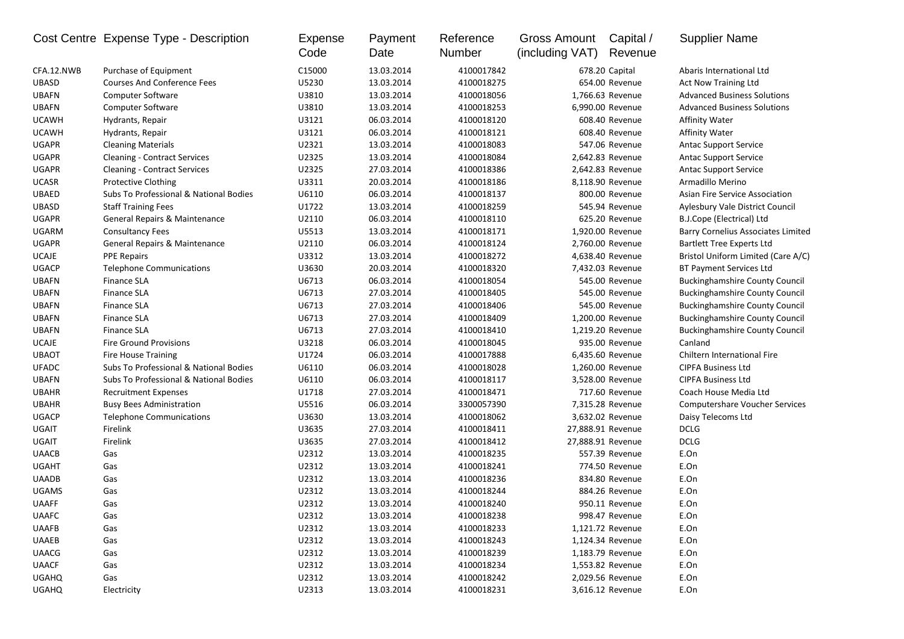| Cost Centre | Expense Type - Description | Expense Code | Payment Date | Reference Number | Gross Amount (including VAT) | Capital / Revenue | Supplier Name |
|---|---|---|---|---|---|---|---|
| CFA.12.NWB | Purchase of Equipment | C15000 | 13.03.2014 | 4100017842 | 678.20 | Capital | Abaris International Ltd |
| UBASD | Courses And Conference Fees | U5230 | 13.03.2014 | 4100018275 | 654.00 | Revenue | Act Now Training Ltd |
| UBAFN | Computer Software | U3810 | 13.03.2014 | 4100018056 | 1,766.63 | Revenue | Advanced Business Solutions |
| UBAFN | Computer Software | U3810 | 13.03.2014 | 4100018253 | 6,990.00 | Revenue | Advanced Business Solutions |
| UCAWH | Hydrants, Repair | U3121 | 06.03.2014 | 4100018120 | 608.40 | Revenue | Affinity Water |
| UCAWH | Hydrants, Repair | U3121 | 06.03.2014 | 4100018121 | 608.40 | Revenue | Affinity Water |
| UGAPR | Cleaning Materials | U2321 | 13.03.2014 | 4100018083 | 547.06 | Revenue | Antac Support Service |
| UGAPR | Cleaning - Contract Services | U2325 | 13.03.2014 | 4100018084 | 2,642.83 | Revenue | Antac Support Service |
| UGAPR | Cleaning - Contract Services | U2325 | 27.03.2014 | 4100018386 | 2,642.83 | Revenue | Antac Support Service |
| UCASR | Protective Clothing | U3311 | 20.03.2014 | 4100018186 | 8,118.90 | Revenue | Armadillo Merino |
| UBAED | Subs To Professional & National Bodies | U6110 | 06.03.2014 | 4100018137 | 800.00 | Revenue | Asian Fire Service Association |
| UBASD | Staff Training Fees | U1722 | 13.03.2014 | 4100018259 | 545.94 | Revenue | Aylesbury Vale District Council |
| UGAPR | General Repairs & Maintenance | U2110 | 06.03.2014 | 4100018110 | 625.20 | Revenue | B.J.Cope (Electrical) Ltd |
| UGARM | Consultancy Fees | U5513 | 13.03.2014 | 4100018171 | 1,920.00 | Revenue | Barry Cornelius Associates Limited |
| UGAPR | General Repairs & Maintenance | U2110 | 06.03.2014 | 4100018124 | 2,760.00 | Revenue | Bartlett Tree Experts Ltd |
| UCAJE | PPE Repairs | U3312 | 13.03.2014 | 4100018272 | 4,638.40 | Revenue | Bristol Uniform Limited (Care A/C) |
| UGACP | Telephone Communications | U3630 | 20.03.2014 | 4100018320 | 7,432.03 | Revenue | BT Payment Services Ltd |
| UBAFN | Finance SLA | U6713 | 06.03.2014 | 4100018054 | 545.00 | Revenue | Buckinghamshire County Council |
| UBAFN | Finance SLA | U6713 | 27.03.2014 | 4100018405 | 545.00 | Revenue | Buckinghamshire County Council |
| UBAFN | Finance SLA | U6713 | 27.03.2014 | 4100018406 | 545.00 | Revenue | Buckinghamshire County Council |
| UBAFN | Finance SLA | U6713 | 27.03.2014 | 4100018409 | 1,200.00 | Revenue | Buckinghamshire County Council |
| UBAFN | Finance SLA | U6713 | 27.03.2014 | 4100018410 | 1,219.20 | Revenue | Buckinghamshire County Council |
| UCAJE | Fire Ground Provisions | U3218 | 06.03.2014 | 4100018045 | 935.00 | Revenue | Canland |
| UBAOT | Fire House Training | U1724 | 06.03.2014 | 4100017888 | 6,435.60 | Revenue | Chiltern International Fire |
| UFADC | Subs To Professional & National Bodies | U6110 | 06.03.2014 | 4100018028 | 1,260.00 | Revenue | CIPFA Business Ltd |
| UBAFN | Subs To Professional & National Bodies | U6110 | 06.03.2014 | 4100018117 | 3,528.00 | Revenue | CIPFA Business Ltd |
| UBAHR | Recruitment Expenses | U1718 | 27.03.2014 | 4100018471 | 717.60 | Revenue | Coach House Media Ltd |
| UBAHR | Busy Bees Administration | U5516 | 06.03.2014 | 3300057390 | 7,315.28 | Revenue | Computershare Voucher Services |
| UGACP | Telephone Communications | U3630 | 13.03.2014 | 4100018062 | 3,632.02 | Revenue | Daisy Telecoms Ltd |
| UGAIT | Firelink | U3635 | 27.03.2014 | 4100018411 | 27,888.91 | Revenue | DCLG |
| UGAIT | Firelink | U3635 | 27.03.2014 | 4100018412 | 27,888.91 | Revenue | DCLG |
| UAACB | Gas | U2312 | 13.03.2014 | 4100018235 | 557.39 | Revenue | E.On |
| UGAHT | Gas | U2312 | 13.03.2014 | 4100018241 | 774.50 | Revenue | E.On |
| UAADB | Gas | U2312 | 13.03.2014 | 4100018236 | 834.80 | Revenue | E.On |
| UGAMS | Gas | U2312 | 13.03.2014 | 4100018244 | 884.26 | Revenue | E.On |
| UAAFF | Gas | U2312 | 13.03.2014 | 4100018240 | 950.11 | Revenue | E.On |
| UAAFC | Gas | U2312 | 13.03.2014 | 4100018238 | 998.47 | Revenue | E.On |
| UAAFB | Gas | U2312 | 13.03.2014 | 4100018233 | 1,121.72 | Revenue | E.On |
| UAAEB | Gas | U2312 | 13.03.2014 | 4100018243 | 1,124.34 | Revenue | E.On |
| UAACG | Gas | U2312 | 13.03.2014 | 4100018239 | 1,183.79 | Revenue | E.On |
| UAACF | Gas | U2312 | 13.03.2014 | 4100018234 | 1,553.82 | Revenue | E.On |
| UGAHQ | Gas | U2312 | 13.03.2014 | 4100018242 | 2,029.56 | Revenue | E.On |
| UGAHQ | Electricity | U2313 | 13.03.2014 | 4100018231 | 3,616.12 | Revenue | E.On |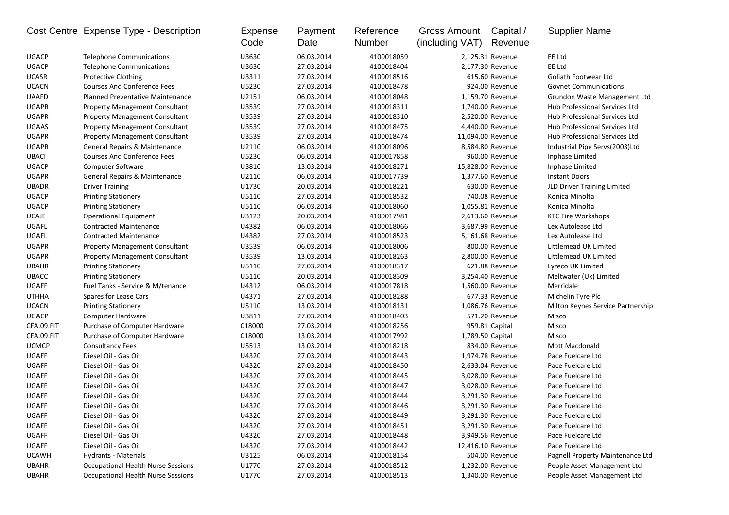| Cost Centre | Expense Type - Description | Expense Code | Payment Date | Reference Number | Gross Amount (including VAT) | Capital / Revenue | Supplier Name |
|---|---|---|---|---|---|---|---|
| UGACP | Telephone Communications | U3630 | 06.03.2014 | 4100018059 | 2,125.31 | Revenue | EE Ltd |
| UGACP | Telephone Communications | U3630 | 27.03.2014 | 4100018404 | 2,177.30 | Revenue | EE Ltd |
| UCASR | Protective Clothing | U3311 | 27.03.2014 | 4100018516 | 615.60 | Revenue | Goliath Footwear Ltd |
| UCACN | Courses And Conference Fees | U5230 | 27.03.2014 | 4100018478 | 924.00 | Revenue | Govnet Communications |
| UAAFD | Planned Preventative Maintenance | U2151 | 06.03.2014 | 4100018048 | 1,159.70 | Revenue | Grundon Waste Management Ltd |
| UGAPR | Property Management Consultant | U3539 | 27.03.2014 | 4100018311 | 1,740.00 | Revenue | Hub Professional Services Ltd |
| UGAPR | Property Management Consultant | U3539 | 27.03.2014 | 4100018310 | 2,520.00 | Revenue | Hub Professional Services Ltd |
| UGAAS | Property Management Consultant | U3539 | 27.03.2014 | 4100018475 | 4,440.00 | Revenue | Hub Professional Services Ltd |
| UGAPR | Property Management Consultant | U3539 | 27.03.2014 | 4100018474 | 11,094.00 | Revenue | Hub Professional Services Ltd |
| UGAPR | General Repairs & Maintenance | U2110 | 06.03.2014 | 4100018096 | 8,584.80 | Revenue | Industrial Pipe Servs(2003)Ltd |
| UBACI | Courses And Conference Fees | U5230 | 06.03.2014 | 4100017858 | 960.00 | Revenue | Inphase Limited |
| UGACP | Computer Software | U3810 | 13.03.2014 | 4100018271 | 15,828.00 | Revenue | Inphase Limited |
| UGAPR | General Repairs & Maintenance | U2110 | 06.03.2014 | 4100017739 | 1,377.60 | Revenue | Instant Doors |
| UBADR | Driver Training | U1730 | 20.03.2014 | 4100018221 | 630.00 | Revenue | JLD Driver Training Limited |
| UGACP | Printing Stationery | U5110 | 27.03.2014 | 4100018532 | 740.08 | Revenue | Konica Minolta |
| UGACP | Printing Stationery | U5110 | 06.03.2014 | 4100018060 | 1,055.81 | Revenue | Konica Minolta |
| UCAJE | Operational Equipment | U3123 | 20.03.2014 | 4100017981 | 2,613.60 | Revenue | KTC Fire Workshops |
| UGAFL | Contracted Maintenance | U4382 | 06.03.2014 | 4100018066 | 3,687.99 | Revenue | Lex Autolease Ltd |
| UGAFL | Contracted Maintenance | U4382 | 27.03.2014 | 4100018523 | 5,161.68 | Revenue | Lex Autolease Ltd |
| UGAPR | Property Management Consultant | U3539 | 06.03.2014 | 4100018006 | 800.00 | Revenue | Littlemead UK Limited |
| UGAPR | Property Management Consultant | U3539 | 13.03.2014 | 4100018263 | 2,800.00 | Revenue | Littlemead UK Limited |
| UBAHR | Printing Stationery | U5110 | 27.03.2014 | 4100018317 | 621.88 | Revenue | Lyreco UK Limited |
| UBACC | Printing Stationery | U5110 | 20.03.2014 | 4100018309 | 3,254.40 | Revenue | Meltwater (Uk) Limited |
| UGAFF | Fuel Tanks - Service & M/tenance | U4312 | 06.03.2014 | 4100017818 | 1,560.00 | Revenue | Merridale |
| UTHHA | Spares for Lease Cars | U4371 | 27.03.2014 | 4100018288 | 677.33 | Revenue | Michelin Tyre Plc |
| UCACN | Printing Stationery | U5110 | 13.03.2014 | 4100018131 | 1,086.76 | Revenue | Milton Keynes Service Partnership |
| UGACP | Computer Hardware | U3811 | 27.03.2014 | 4100018403 | 571.20 | Revenue | Misco |
| CFA.09.FIT | Purchase of Computer Hardware | C18000 | 27.03.2014 | 4100018256 | 959.81 | Capital | Misco |
| CFA.09.FIT | Purchase of Computer Hardware | C18000 | 13.03.2014 | 4100017992 | 1,789.50 | Capital | Misco |
| UCMCP | Consultancy Fees | U5513 | 13.03.2014 | 4100018218 | 834.00 | Revenue | Mott Macdonald |
| UGAFF | Diesel Oil - Gas Oil | U4320 | 27.03.2014 | 4100018443 | 1,974.78 | Revenue | Pace Fuelcare Ltd |
| UGAFF | Diesel Oil - Gas Oil | U4320 | 27.03.2014 | 4100018450 | 2,633.04 | Revenue | Pace Fuelcare Ltd |
| UGAFF | Diesel Oil - Gas Oil | U4320 | 27.03.2014 | 4100018445 | 3,028.00 | Revenue | Pace Fuelcare Ltd |
| UGAFF | Diesel Oil - Gas Oil | U4320 | 27.03.2014 | 4100018447 | 3,028.00 | Revenue | Pace Fuelcare Ltd |
| UGAFF | Diesel Oil - Gas Oil | U4320 | 27.03.2014 | 4100018444 | 3,291.30 | Revenue | Pace Fuelcare Ltd |
| UGAFF | Diesel Oil - Gas Oil | U4320 | 27.03.2014 | 4100018446 | 3,291.30 | Revenue | Pace Fuelcare Ltd |
| UGAFF | Diesel Oil - Gas Oil | U4320 | 27.03.2014 | 4100018449 | 3,291.30 | Revenue | Pace Fuelcare Ltd |
| UGAFF | Diesel Oil - Gas Oil | U4320 | 27.03.2014 | 4100018451 | 3,291.30 | Revenue | Pace Fuelcare Ltd |
| UGAFF | Diesel Oil - Gas Oil | U4320 | 27.03.2014 | 4100018448 | 3,949.56 | Revenue | Pace Fuelcare Ltd |
| UGAFF | Diesel Oil - Gas Oil | U4320 | 27.03.2014 | 4100018442 | 12,416.10 | Revenue | Pace Fuelcare Ltd |
| UCAWH | Hydrants - Materials | U3125 | 06.03.2014 | 4100018154 | 504.00 | Revenue | Pagnell Property Maintenance Ltd |
| UBAHR | Occupational Health Nurse Sessions | U1770 | 27.03.2014 | 4100018512 | 1,232.00 | Revenue | People Asset Management Ltd |
| UBAHR | Occupational Health Nurse Sessions | U1770 | 27.03.2014 | 4100018513 | 1,340.00 | Revenue | People Asset Management Ltd |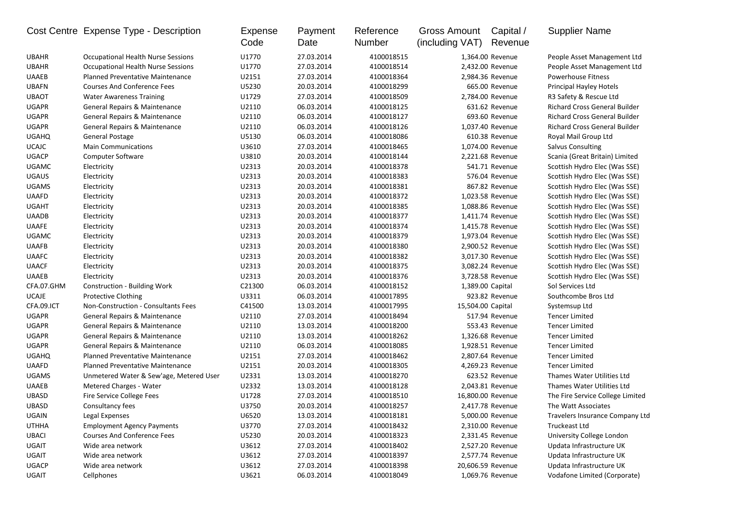| Cost Centre | Expense Type - Description | Expense Code | Payment Date | Reference Number | Gross Amount (including VAT) | Capital / Revenue | Supplier Name |
|---|---|---|---|---|---|---|---|
| UBAHR | Occupational Health Nurse Sessions | U1770 | 27.03.2014 | 4100018515 | 1,364.00 | Revenue | People Asset Management Ltd |
| UBAHR | Occupational Health Nurse Sessions | U1770 | 27.03.2014 | 4100018514 | 2,432.00 | Revenue | People Asset Management Ltd |
| UAAEB | Planned Preventative Maintenance | U2151 | 27.03.2014 | 4100018364 | 2,984.36 | Revenue | Powerhouse Fitness |
| UBAFN | Courses And Conference Fees | U5230 | 20.03.2014 | 4100018299 | 665.00 | Revenue | Principal Hayley Hotels |
| UBAOT | Water Awareness Training | U1729 | 27.03.2014 | 4100018509 | 2,784.00 | Revenue | R3 Safety & Rescue Ltd |
| UGAPR | General Repairs & Maintenance | U2110 | 06.03.2014 | 4100018125 | 631.62 | Revenue | Richard Cross General Builder |
| UGAPR | General Repairs & Maintenance | U2110 | 06.03.2014 | 4100018127 | 693.60 | Revenue | Richard Cross General Builder |
| UGAPR | General Repairs & Maintenance | U2110 | 06.03.2014 | 4100018126 | 1,037.40 | Revenue | Richard Cross General Builder |
| UGAHQ | General Postage | U5130 | 06.03.2014 | 4100018086 | 610.38 | Revenue | Royal Mail Group Ltd |
| UCAJC | Main Communications | U3610 | 27.03.2014 | 4100018465 | 1,074.00 | Revenue | Salvus Consulting |
| UGACP | Computer Software | U3810 | 20.03.2014 | 4100018144 | 2,221.68 | Revenue | Scania (Great Britain) Limited |
| UGAMC | Electricity | U2313 | 20.03.2014 | 4100018378 | 541.71 | Revenue | Scottish Hydro Elec (Was SSE) |
| UGAUS | Electricity | U2313 | 20.03.2014 | 4100018383 | 576.04 | Revenue | Scottish Hydro Elec (Was SSE) |
| UGAMS | Electricity | U2313 | 20.03.2014 | 4100018381 | 867.82 | Revenue | Scottish Hydro Elec (Was SSE) |
| UAAFD | Electricity | U2313 | 20.03.2014 | 4100018372 | 1,023.58 | Revenue | Scottish Hydro Elec (Was SSE) |
| UGAHT | Electricity | U2313 | 20.03.2014 | 4100018385 | 1,088.86 | Revenue | Scottish Hydro Elec (Was SSE) |
| UAADB | Electricity | U2313 | 20.03.2014 | 4100018377 | 1,411.74 | Revenue | Scottish Hydro Elec (Was SSE) |
| UAAFE | Electricity | U2313 | 20.03.2014 | 4100018374 | 1,415.78 | Revenue | Scottish Hydro Elec (Was SSE) |
| UGAMC | Electricity | U2313 | 20.03.2014 | 4100018379 | 1,973.04 | Revenue | Scottish Hydro Elec (Was SSE) |
| UAAFB | Electricity | U2313 | 20.03.2014 | 4100018380 | 2,900.52 | Revenue | Scottish Hydro Elec (Was SSE) |
| UAAFC | Electricity | U2313 | 20.03.2014 | 4100018382 | 3,017.30 | Revenue | Scottish Hydro Elec (Was SSE) |
| UAACF | Electricity | U2313 | 20.03.2014 | 4100018375 | 3,082.24 | Revenue | Scottish Hydro Elec (Was SSE) |
| UAAEB | Electricity | U2313 | 20.03.2014 | 4100018376 | 3,728.58 | Revenue | Scottish Hydro Elec (Was SSE) |
| CFA.07.GHM | Construction - Building Work | C21300 | 06.03.2014 | 4100018152 | 1,389.00 | Capital | Sol Services Ltd |
| UCAJE | Protective Clothing | U3311 | 06.03.2014 | 4100017895 | 923.82 | Revenue | Southcombe Bros Ltd |
| CFA.09.ICT | Non-Construction - Consultants Fees | C41500 | 13.03.2014 | 4100017995 | 15,504.00 | Capital | Systemsup Ltd |
| UGAPR | General Repairs & Maintenance | U2110 | 27.03.2014 | 4100018494 | 517.94 | Revenue | Tencer Limited |
| UGAPR | General Repairs & Maintenance | U2110 | 13.03.2014 | 4100018200 | 553.43 | Revenue | Tencer Limited |
| UGAPR | General Repairs & Maintenance | U2110 | 13.03.2014 | 4100018262 | 1,326.68 | Revenue | Tencer Limited |
| UGAPR | General Repairs & Maintenance | U2110 | 06.03.2014 | 4100018085 | 1,928.51 | Revenue | Tencer Limited |
| UGAHQ | Planned Preventative Maintenance | U2151 | 27.03.2014 | 4100018462 | 2,807.64 | Revenue | Tencer Limited |
| UAAFD | Planned Preventative Maintenance | U2151 | 20.03.2014 | 4100018305 | 4,269.23 | Revenue | Tencer Limited |
| UGAMS | Unmetered Water & Sew'age, Metered User | U2331 | 13.03.2014 | 4100018270 | 623.52 | Revenue | Thames Water Utilities Ltd |
| UAAEB | Metered Charges - Water | U2332 | 13.03.2014 | 4100018128 | 2,043.81 | Revenue | Thames Water Utilities Ltd |
| UBASD | Fire Service College Fees | U1728 | 27.03.2014 | 4100018510 | 16,800.00 | Revenue | The Fire Service College Limited |
| UBASD | Consultancy fees | U3750 | 20.03.2014 | 4100018257 | 2,417.78 | Revenue | The Watt Associates |
| UGAIN | Legal Expenses | U6520 | 13.03.2014 | 4100018181 | 5,000.00 | Revenue | Travelers Insurance Company Ltd |
| UTHHA | Employment Agency Payments | U3770 | 27.03.2014 | 4100018432 | 2,310.00 | Revenue | Truckeast Ltd |
| UBACI | Courses And Conference Fees | U5230 | 20.03.2014 | 4100018323 | 2,331.45 | Revenue | University College London |
| UGAIT | Wide area network | U3612 | 27.03.2014 | 4100018402 | 2,527.20 | Revenue | Updata Infrastructure UK |
| UGAIT | Wide area network | U3612 | 27.03.2014 | 4100018397 | 2,577.74 | Revenue | Updata Infrastructure UK |
| UGACP | Wide area network | U3612 | 27.03.2014 | 4100018398 | 20,606.59 | Revenue | Updata Infrastructure UK |
| UGAIT | Cellphones | U3621 | 06.03.2014 | 4100018049 | 1,069.76 | Revenue | Vodafone Limited (Corporate) |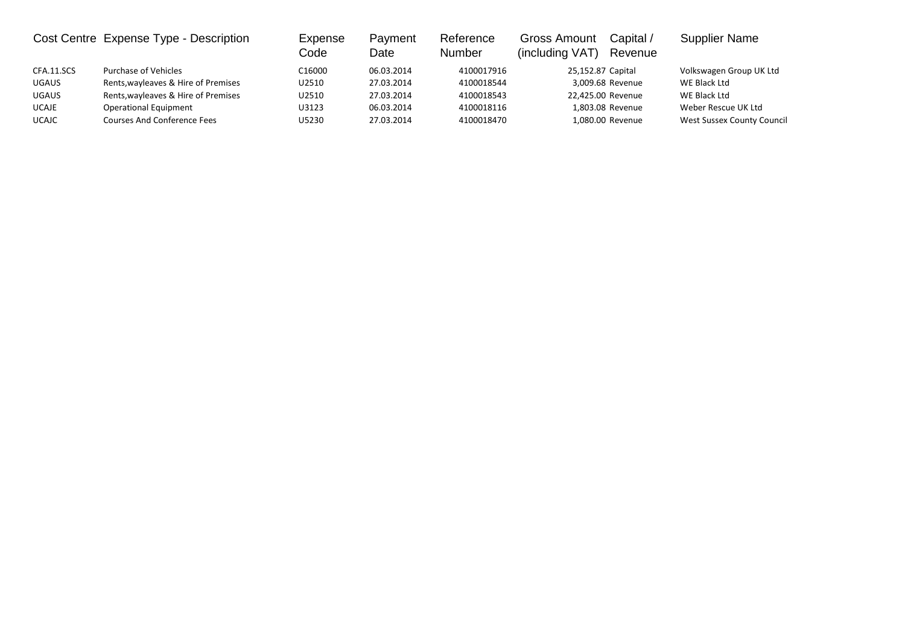| Cost Centre | Expense Type - Description | Expense Code | Payment Date | Reference Number | Gross Amount (including VAT) | Capital / Revenue | Supplier Name |
|---|---|---|---|---|---|---|---|
| CFA.11.SCS | Purchase of Vehicles | C16000 | 06.03.2014 | 4100017916 | 25,152.87 | Capital | Volkswagen Group UK Ltd |
| UGAUS | Rents,wayleaves & Hire of Premises | U2510 | 27.03.2014 | 4100018544 | 3,009.68 | Revenue | WE Black Ltd |
| UGAUS | Rents,wayleaves & Hire of Premises | U2510 | 27.03.2014 | 4100018543 | 22,425.00 | Revenue | WE Black Ltd |
| UCAJE | Operational Equipment | U3123 | 06.03.2014 | 4100018116 | 1,803.08 | Revenue | Weber Rescue UK Ltd |
| UCAJC | Courses And Conference Fees | U5230 | 27.03.2014 | 4100018470 | 1,080.00 | Revenue | West Sussex County Council |